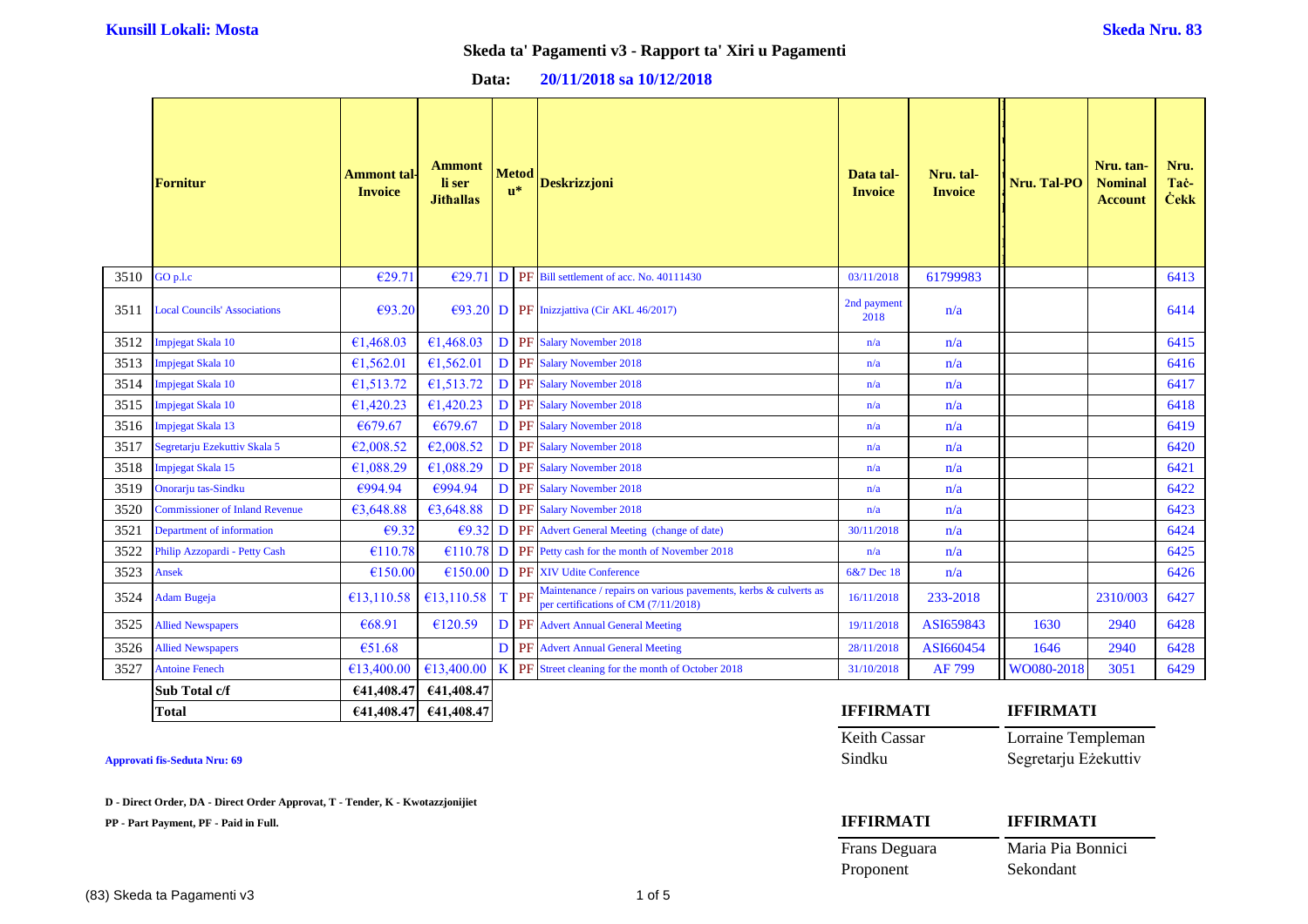**Kunsill Lokali: Mosta**

**Skeda Nru. 83**

## Skeda ta' Pagamenti v3 - Rapport ta' Xiri u Pagamenti

**Data: 20/11/2018 sa 10/12/2018**

| | Fornitur | Ammont tal-Invoice | Ammont li ser Jithallas | Metodu* | | Deskrizzjoni | Data tal-Invoice | Nru. tal-Invoice | Nru. Tal-PO | Nru. tan-Nominal Account | Nru. Taċ-Ċekk |
|---|---|---|---|---|---|---|---|---|---|---|---|
| 3510 | GO p.l.c | €29.71 | €29.71 | D | PF | Bill settlement of acc. No. 40111430 | 03/11/2018 | 61799983 | | | 6413 |
| 3511 | Local Councils' Associations | €93.20 | €93.20 | D | PF | Inizzjattiva (Cir AKL 46/2017) | 2nd payment 2018 | n/a | | | 6414 |
| 3512 | Impjegat Skala 10 | €1,468.03 | €1,468.03 | D | PF | Salary November 2018 | n/a | n/a | | | 6415 |
| 3513 | Impjegat Skala 10 | €1,562.01 | €1,562.01 | D | PF | Salary November 2018 | n/a | n/a | | | 6416 |
| 3514 | Impjegat Skala 10 | €1,513.72 | €1,513.72 | D | PF | Salary November 2018 | n/a | n/a | | | 6417 |
| 3515 | Impjegat Skala 10 | €1,420.23 | €1,420.23 | D | PF | Salary November 2018 | n/a | n/a | | | 6418 |
| 3516 | Impjegat Skala 13 | €679.67 | €679.67 | D | PF | Salary November 2018 | n/a | n/a | | | 6419 |
| 3517 | Segretarju Ezekuttiv Skala 5 | €2,008.52 | €2,008.52 | D | PF | Salary November 2018 | n/a | n/a | | | 6420 |
| 3518 | Impjegat Skala 15 | €1,088.29 | €1,088.29 | D | PF | Salary November 2018 | n/a | n/a | | | 6421 |
| 3519 | Onorarju tas-Sindku | €994.94 | €994.94 | D | PF | Salary November 2018 | n/a | n/a | | | 6422 |
| 3520 | Commissioner of Inland Revenue | €3,648.88 | €3,648.88 | D | PF | Salary November 2018 | n/a | n/a | | | 6423 |
| 3521 | Department of information | €9.32 | €9.32 | D | PF | Advert General Meeting (change of date) | 30/11/2018 | n/a | | | 6424 |
| 3522 | Philip Azzopardi - Petty Cash | €110.78 | €110.78 | D | PF | Petty cash for the month of November 2018 | n/a | n/a | | | 6425 |
| 3523 | Ansek | €150.00 | €150.00 | D | PF | XIV Udite Conference | 6&7 Dec 18 | n/a | | | 6426 |
| 3524 | Adam Bugeja | €13,110.58 | €13,110.58 | T | PF | Maintenance / repairs on various pavements, kerbs & culverts as per certifications of CM (7/11/2018) | 16/11/2018 | 233-2018 | | 2310/003 | 6427 |
| 3525 | Allied Newspapers | €68.91 | €120.59 | D | PF | Advert Annual General Meeting | 19/11/2018 | ASI659843 | 1630 | 2940 | 6428 |
| 3526 | Allied Newspapers | €51.68 | | D | PF | Advert Annual General Meeting | 28/11/2018 | ASI660454 | 1646 | 2940 | 6428 |
| 3527 | Antoine Fenech | €13,400.00 | €13,400.00 | K | PF | Street cleaning for the month of October 2018 | 31/10/2018 | AF 799 | WO080-2018 | 3051 | 6429 |
| | **Sub Total c/f** | **€41,408.47** | **€41,408.47** | | | | | | | | |
| | **Total** | **€41,408.47** | **€41,408.47** | | | | | | | | |

**Approvati fis-Seduta Nru: 69**

**D - Direct Order, DA - Direct Order Approvat, T - Tender, K - Kwotazzjonijiet**

**PP - Part Payment, PF - Paid in Full.**

| **IFFIRMATI** | **IFFIRMATI** |
|---|---|
| Keith Cassar | Lorraine Templeman |
| Sindku | Segretarju Eżekuttiv |

| **IFFIRMATI** | **IFFIRMATI** |
|---|---|
| Frans Deguara | Maria Pia Bonnici |
| Proponent | Sekondant |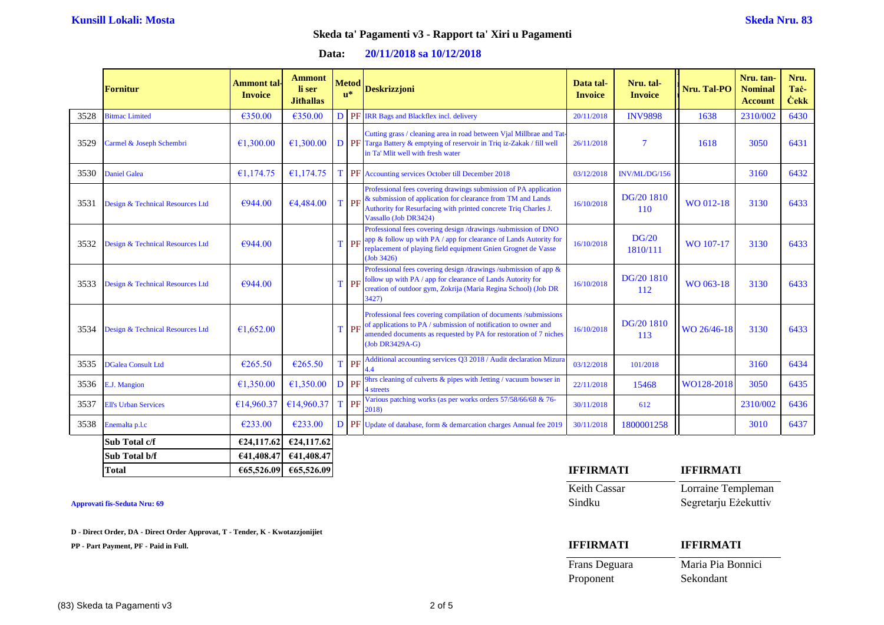**Kunsill Lokali: Mosta** **Skeda Nru. 83**

## Skeda ta' Pagamenti v3 - Rapport ta' Xiri u Pagamenti

**Data: 20/11/2018 sa 10/12/2018**

| | Fornitur | Ammont tal-Invoice | Ammont li ser Jithallas | Metodu* | | Deskrizzjoni | Data tal-Invoice | Nru. tal-Invoice | Nru. Tal-PO | Nru. tan-Nominal Account | Nru. Taċ-Ċekk |
|---|---|---|---|---|---|---|---|---|---|---|---|
| 3528 | Bitmac Limited | €350.00 | €350.00 | D | PF | IRR Bags and Blackflex incl. delivery | 20/11/2018 | INV9898 | 1638 | 2310/002 | 6430 |
| 3529 | Carmel & Joseph Schembri | €1,300.00 | €1,300.00 | D | PF | Cutting grass / cleaning area in road between Vjal Millbrae and Tat-Targa Battery & emptying of reservoir in Triq iz-Zakak / fill well in Ta' Mlit well with fresh water | 26/11/2018 | 7 | 1618 | 3050 | 6431 |
| 3530 | Daniel Galea | €1,174.75 | €1,174.75 | T | PF | Accounting services October till December 2018 | 03/12/2018 | INV/ML/DG/156 | | 3160 | 6432 |
| 3531 | Design & Technical Resources Ltd | €944.00 | €4,484.00 | T | PF | Professional fees covering drawings submission of PA application & submission of application for clearance from TM and Lands Authority for Resurfacing with printed concrete Triq Charles J. Vassallo (Job DR3424) | 16/10/2018 | DG/20 1810 110 | WO 012-18 | 3130 | 6433 |
| 3532 | Design & Technical Resources Ltd | €944.00 | | T | PF | Professional fees covering design /drawings /submission of DNO app & follow up with PA / app for clearance of Lands Autority for replacement of playing field equipment Gnien Grognet de Vasse (Job 3426) | 16/10/2018 | DG/20 1810/111 | WO 107-17 | 3130 | 6433 |
| 3533 | Design & Technical Resources Ltd | €944.00 | | T | PF | Professional fees covering design /drawings /submission of app & follow up with PA / app for clearance of Lands Autority for creation of outdoor gym, Zokrija (Maria Regina School) (Job DR 3427) | 16/10/2018 | DG/20 1810 112 | WO 063-18 | 3130 | 6433 |
| 3534 | Design & Technical Resources Ltd | €1,652.00 | | T | PF | Professional fees covering compilation of documents /submissions of applications to PA / submission of notification to owner and amended documents as requested by PA for restoration of 7 niches (Job DR3429A-G) | 16/10/2018 | DG/20 1810 113 | WO 26/46-18 | 3130 | 6433 |
| 3535 | DGalea Consult Ltd | €265.50 | €265.50 | T | PF | Additional accounting services Q3 2018 / Audit declaration Mizura 4.4 | 03/12/2018 | 101/2018 | | 3160 | 6434 |
| 3536 | E.J. Mangion | €1,350.00 | €1,350.00 | D | PF | 9hrs cleaning of culverts & pipes with Jetting / vacuum bowser in 4 streets | 22/11/2018 | 15468 | WO128-2018 | 3050 | 6435 |
| 3537 | Ell's Urban Services | €14,960.37 | €14,960.37 | T | PF | Various patching works (as per works orders 57/58/66/68 & 76-2018) | 30/11/2018 | 612 | | 2310/002 | 6436 |
| 3538 | Enemalta p.l.c | €233.00 | €233.00 | D | PF | Update of database, form & demarcation charges Annual fee 2019 | 30/11/2018 | 1800001258 | | 3010 | 6437 |
| | **Sub Total c/f** | **€24,117.62** | **€24,117.62** | | | | | | | | |
| | **Sub Total b/f** | **€41,408.47** | **€41,408.47** | | | | | | | | |
| | **Total** | **€65,526.09** | **€65,526.09** | | | | | | | | |

**Approvati fis-Seduta Nru: 69**

**D - Direct Order, DA - Direct Order Approvat, T - Tender, K - Kwotazzjonijiet**

**PP - Part Payment, PF - Paid in Full.**

| **IFFIRMATI** | **IFFIRMATI** |
|---|---|
| Keith Cassar | Lorraine Templeman |
| Sindku | Segretarju Eżekuttiv |

| **IFFIRMATI** | **IFFIRMATI** |
|---|---|
| Frans Deguara | Maria Pia Bonnici |
| Proponent | Sekondant |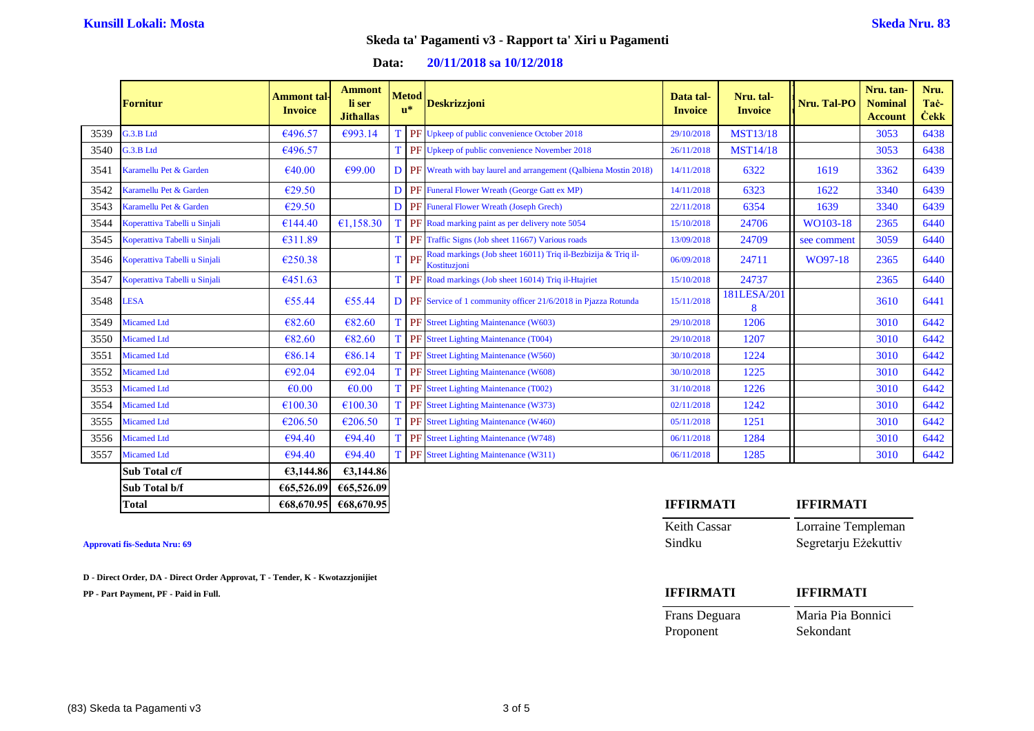**Kunsill Lokali: Mosta** **Skeda Nru. 83**

## Skeda ta' Pagamenti v3 - Rapport ta' Xiri u Pagamenti

**Data: 20/11/2018 sa 10/12/2018**

| | Fornitur | Ammont tal-Invoice | Ammont li ser Jithallas | Metodu* | | Deskrizzjoni | Data tal-Invoice | Nru. tal-Invoice | Nru. Tal-PO | Nru. tan-Nominal Account | Nru. Taċ-Ċekk |
|---|---|---|---|---|---|---|---|---|---|---|---|
| 3539 | G.3.B Ltd | €496.57 | €993.14 | T | PF | Upkeep of public convenience October 2018 | 29/10/2018 | MST13/18 | | 3053 | 6438 |
| 3540 | G.3.B Ltd | €496.57 | | T | PF | Upkeep of public convenience November 2018 | 26/11/2018 | MST14/18 | | 3053 | 6438 |
| 3541 | Karamellu Pet & Garden | €40.00 | €99.00 | D | PF | Wreath with bay laurel and arrangement (Qalbiena Mostin 2018) | 14/11/2018 | 6322 | 1619 | 3362 | 6439 |
| 3542 | Karamellu Pet & Garden | €29.50 | | D | PF | Funeral Flower Wreath (George Gatt ex MP) | 14/11/2018 | 6323 | 1622 | 3340 | 6439 |
| 3543 | Karamellu Pet & Garden | €29.50 | | D | PF | Funeral Flower Wreath (Joseph Grech) | 22/11/2018 | 6354 | 1639 | 3340 | 6439 |
| 3544 | Koperattiva Tabelli u Sinjali | €144.40 | €1,158.30 | T | PF | Road marking paint as per delivery note 5054 | 15/10/2018 | 24706 | WO103-18 | 2365 | 6440 |
| 3545 | Koperattiva Tabelli u Sinjali | €311.89 | | T | PF | Traffic Signs (Job sheet 11667) Various roads | 13/09/2018 | 24709 | see comment | 3059 | 6440 |
| 3546 | Koperattiva Tabelli u Sinjali | €250.38 | | T | PF | Road markings (Job sheet 16011) Triq il-Bezbizija & Triq il-Kostituzjoni | 06/09/2018 | 24711 | WO97-18 | 2365 | 6440 |
| 3547 | Koperattiva Tabelli u Sinjali | €451.63 | | T | PF | Road markings (Job sheet 16014) Triq il-Htajriet | 15/10/2018 | 24737 | | 2365 | 6440 |
| 3548 | LESA | €55.44 | €55.44 | D | PF | Service of 1 community officer 21/6/2018 in Pjazza Rotunda | 15/11/2018 | 181LESA/2018 | | 3610 | 6441 |
| 3549 | Micamed Ltd | €82.60 | €82.60 | T | PF | Street Lighting Maintenance (W603) | 29/10/2018 | 1206 | | 3010 | 6442 |
| 3550 | Micamed Ltd | €82.60 | €82.60 | T | PF | Street Lighting Maintenance (T004) | 29/10/2018 | 1207 | | 3010 | 6442 |
| 3551 | Micamed Ltd | €86.14 | €86.14 | T | PF | Street Lighting Maintenance (W560) | 30/10/2018 | 1224 | | 3010 | 6442 |
| 3552 | Micamed Ltd | €92.04 | €92.04 | T | PF | Street Lighting Maintenance (W608) | 30/10/2018 | 1225 | | 3010 | 6442 |
| 3553 | Micamed Ltd | €0.00 | €0.00 | T | PF | Street Lighting Maintenance (T002) | 31/10/2018 | 1226 | | 3010 | 6442 |
| 3554 | Micamed Ltd | €100.30 | €100.30 | T | PF | Street Lighting Maintenance (W373) | 02/11/2018 | 1242 | | 3010 | 6442 |
| 3555 | Micamed Ltd | €206.50 | €206.50 | T | PF | Street Lighting Maintenance (W460) | 05/11/2018 | 1251 | | 3010 | 6442 |
| 3556 | Micamed Ltd | €94.40 | €94.40 | T | PF | Street Lighting Maintenance (W748) | 06/11/2018 | 1284 | | 3010 | 6442 |
| 3557 | Micamed Ltd | €94.40 | €94.40 | T | PF | Street Lighting Maintenance (W311) | 06/11/2018 | 1285 | | 3010 | 6442 |
| | **Sub Total c/f** | **€3,144.86** | **€3,144.86** | | | | | | | | |
| | **Sub Total b/f** | **€65,526.09** | **€65,526.09** | | | | | | | | |
| | **Total** | **€68,670.95** | **€68,670.95** | | | | | | | | |

**Approvati fis-Seduta Nru: 69**

**D - Direct Order, DA - Direct Order Approvat, T - Tender, K - Kwotazzjonijiet**

**PP - Part Payment, PF - Paid in Full.**

| **IFFIRMATI** | **IFFIRMATI** |
|---|---|
| Keith Cassar | Lorraine Templeman |
| Sindku | Segretarju Eżekuttiv |

| **IFFIRMATI** | **IFFIRMATI** |
|---|---|
| Frans Deguara | Maria Pia Bonnici |
| Proponent | Sekondant |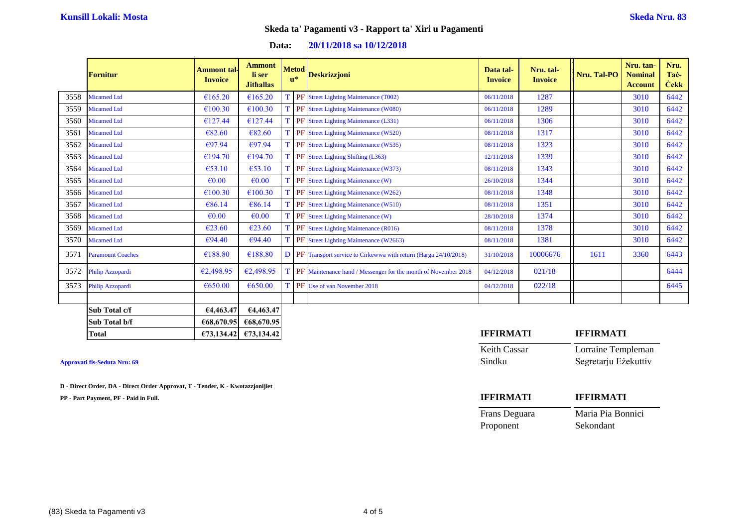**Kunsill Lokali: Mosta** **Skeda Nru. 83**

## Skeda ta' Pagamenti v3 - Rapport ta' Xiri u Pagamenti

**Data: 20/11/2018 sa 10/12/2018**

| | Fornitur | Ammont tal-Invoice | Ammont li ser Jithallas | Metodu* | | Deskrizzjoni | Data tal-Invoice | Nru. tal-Invoice | Nru. Tal-PO | Nru. tan-Nominal Account | Nru. Taċ-Ċekk |
|---|---|---|---|---|---|---|---|---|---|---|---|
| 3558 | Micamed Ltd | €165.20 | €165.20 | T | PF | Street Lighting Maintenance (T002) | 06/11/2018 | 1287 | | 3010 | 6442 |
| 3559 | Micamed Ltd | €100.30 | €100.30 | T | PF | Street Lighting Maintenance (W080) | 06/11/2018 | 1289 | | 3010 | 6442 |
| 3560 | Micamed Ltd | €127.44 | €127.44 | T | PF | Street Lighting Maintenance (L331) | 06/11/2018 | 1306 | | 3010 | 6442 |
| 3561 | Micamed Ltd | €82.60 | €82.60 | T | PF | Street Lighting Maintenance (W520) | 08/11/2018 | 1317 | | 3010 | 6442 |
| 3562 | Micamed Ltd | €97.94 | €97.94 | T | PF | Street Lighting Maintenance (W535) | 08/11/2018 | 1323 | | 3010 | 6442 |
| 3563 | Micamed Ltd | €194.70 | €194.70 | T | PF | Street Lighting Shifting (L363) | 12/11/2018 | 1339 | | 3010 | 6442 |
| 3564 | Micamed Ltd | €53.10 | €53.10 | T | PF | Street Lighting Maintenance (W373) | 08/11/2018 | 1343 | | 3010 | 6442 |
| 3565 | Micamed Ltd | €0.00 | €0.00 | T | PF | Street Lighting Maintenance (W) | 26/10/2018 | 1344 | | 3010 | 6442 |
| 3566 | Micamed Ltd | €100.30 | €100.30 | T | PF | Street Lighting Maintenance (W262) | 08/11/2018 | 1348 | | 3010 | 6442 |
| 3567 | Micamed Ltd | €86.14 | €86.14 | T | PF | Street Lighting Maintenance (W510) | 08/11/2018 | 1351 | | 3010 | 6442 |
| 3568 | Micamed Ltd | €0.00 | €0.00 | T | PF | Street Lighting Maintenance (W) | 28/10/2018 | 1374 | | 3010 | 6442 |
| 3569 | Micamed Ltd | €23.60 | €23.60 | T | PF | Street Lighting Maintenance (R016) | 08/11/2018 | 1378 | | 3010 | 6442 |
| 3570 | Micamed Ltd | €94.40 | €94.40 | T | PF | Street Lighting Maintenance (W2663) | 08/11/2018 | 1381 | | 3010 | 6442 |
| 3571 | Paramount Coaches | €188.80 | €188.80 | D | PF | Transport service to Cirkewwa with return (Harga 24/10/2018) | 31/10/2018 | 10006676 | 1611 | 3360 | 6443 |
| 3572 | Philip Azzopardi | €2,498.95 | €2,498.95 | T | PF | Maintenance hand / Messenger for the month of November 2018 | 04/12/2018 | 021/18 | | | 6444 |
| 3573 | Philip Azzopardi | €650.00 | €650.00 | T | PF | Use of van November 2018 | 04/12/2018 | 022/18 | | | 6445 |
| | **Sub Total c/f** | **€4,463.47** | **€4,463.47** | | | | | | | | |
| | **Sub Total b/f** | **€68,670.95** | **€68,670.95** | | | | | | | | |
| | **Total** | **€73,134.42** | **€73,134.42** | | | | | | | | |

**Approvati fis-Seduta Nru: 69**

**D - Direct Order, DA - Direct Order Approvat, T - Tender, K - Kwotazzjonijiet**

**PP - Part Payment, PF - Paid in Full.**

| **IFFIRMATI** | **IFFIRMATI** |
|---|---|
| Keith Cassar | Lorraine Templeman |
| Sindku | Segretarju Eżekuttiv |

| **IFFIRMATI** | **IFFIRMATI** |
|---|---|
| Frans Deguara | Maria Pia Bonnici |
| Proponent | Sekondant |

(83) Skeda ta Pagamenti v3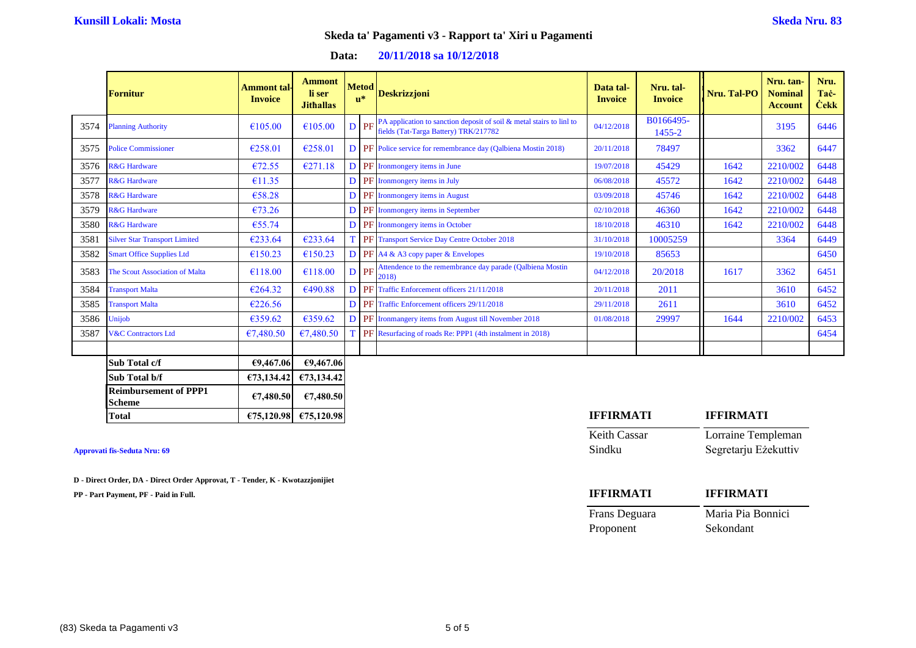**Kunsill Lokali: Mosta** **Skeda Nru. 83**

## Skeda ta' Pagamenti v3 - Rapport ta' Xiri u Pagamenti

**Data: 20/11/2018 sa 10/12/2018**

| | Fornitur | Ammont tal-Invoice | Ammont li ser Jithallas | Metodu* | | Deskrizzjoni | Data tal-Invoice | Nru. tal-Invoice | Nru. Tal-PO | Nru. tan-Nominal Account | Nru. Taċ-Ċekk |
|---|---|---|---|---|---|---|---|---|---|---|---|
| 3574 | Planning Authority | €105.00 | €105.00 | D | PF | PA application to sanction deposit of soil & metal stairs to linl to fields (Tat-Targa Battery) TRK/217782 | 04/12/2018 | B0166495-1455-2 | | 3195 | 6446 |
| 3575 | Police Commissioner | €258.01 | €258.01 | D | PF | Police service for remembrance day (Qalbiena Mostin 2018) | 20/11/2018 | 78497 | | 3362 | 6447 |
| 3576 | R&G Hardware | €72.55 | €271.18 | D | PF | Ironmongery items in June | 19/07/2018 | 45429 | 1642 | 2210/002 | 6448 |
| 3577 | R&G Hardware | €11.35 | | D | PF | Ironmongery items in July | 06/08/2018 | 45572 | 1642 | 2210/002 | 6448 |
| 3578 | R&G Hardware | €58.28 | | D | PF | Ironmongery items in August | 03/09/2018 | 45746 | 1642 | 2210/002 | 6448 |
| 3579 | R&G Hardware | €73.26 | | D | PF | Ironmongery items in September | 02/10/2018 | 46360 | 1642 | 2210/002 | 6448 |
| 3580 | R&G Hardware | €55.74 | | D | PF | Ironmongery items in October | 18/10/2018 | 46310 | 1642 | 2210/002 | 6448 |
| 3581 | Silver Star Transport Limited | €233.64 | €233.64 | T | PF | Transport Service Day Centre October 2018 | 31/10/2018 | 10005259 | | 3364 | 6449 |
| 3582 | Smart Office Supplies Ltd | €150.23 | €150.23 | D | PF | A4 & A3 copy paper & Envelopes | 19/10/2018 | 85653 | | | 6450 |
| 3583 | The Scout Association of Malta | €118.00 | €118.00 | D | PF | Attendence to the remembrance day parade (Qalbiena Mostin 2018) | 04/12/2018 | 20/2018 | 1617 | 3362 | 6451 |
| 3584 | Transport Malta | €264.32 | €490.88 | D | PF | Traffic Enforcement officers 21/11/2018 | 20/11/2018 | 2011 | | 3610 | 6452 |
| 3585 | Transport Malta | €226.56 | | D | PF | Traffic Enforcement officers 29/11/2018 | 29/11/2018 | 2611 | | 3610 | 6452 |
| 3586 | Unijob | €359.62 | €359.62 | D | PF | Ironmangery items from August till November 2018 | 01/08/2018 | 29997 | 1644 | 2210/002 | 6453 |
| 3587 | V&C Contractors Ltd | €7,480.50 | €7,480.50 | T | PF | Resurfacing of roads Re: PPP1 (4th instalment in 2018) | | | | | 6454 |

| | | |
|---|---|---|
| **Sub Total c/f** | **€9,467.06** | **€9,467.06** |
| **Sub Total b/f** | **€73,134.42** | **€73,134.42** |
| **Reimbursement of PPP1 Scheme** | **€7,480.50** | **€7,480.50** |
| **Total** | **€75,120.98** | **€75,120.98** |

**Approvati fis-Seduta Nru: 69**

**D - Direct Order, DA - Direct Order Approvat, T - Tender, K - Kwotazzjonijiet**

**PP - Part Payment, PF - Paid in Full.**

| **IFFIRMATI** | **IFFIRMATI** |
|---|---|
| Keith Cassar | Lorraine Templeman |
| Sindku | Segretarju Eżekuttiv |

| **IFFIRMATI** | **IFFIRMATI** |
|---|---|
| Frans Deguara | Maria Pia Bonnici |
| Proponent | Sekondant |

(83) Skeda ta Pagamenti v3